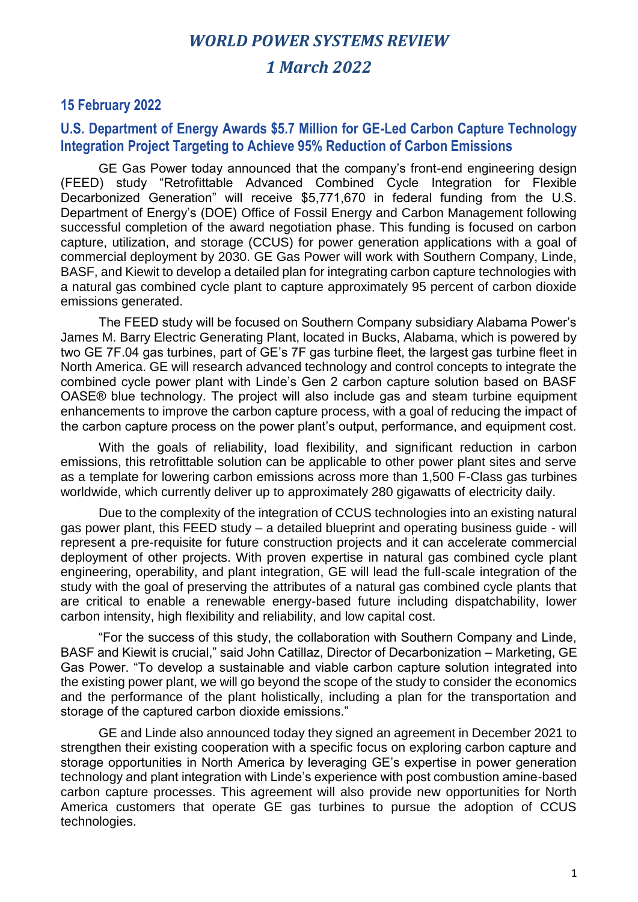# *WORLD POWER SYSTEMS REVIEW*

## *1 March 2022*

### 15 February 2022

### U.S. Department of Energy Awards $5.7 Million for GE-Led Carbon Capture Technology Integration Project Targeting to Achieve 95% Reduction of Carbon Emissions

GE Gas Power today announced that the company's front-end engineering design (FEED) study "Retrofittable Advanced Combined Cycle Integration for Flexible Decarbonized Generation" will receive $5,771,670 in federal funding from the U.S. Department of Energy's (DOE) Office of Fossil Energy and Carbon Management following successful completion of the award negotiation phase. This funding is focused on carbon capture, utilization, and storage (CCUS) for power generation applications with a goal of commercial deployment by 2030. GE Gas Power will work with Southern Company, Linde, BASF, and Kiewit to develop a detailed plan for integrating carbon capture technologies with a natural gas combined cycle plant to capture approximately 95 percent of carbon dioxide emissions generated.

The FEED study will be focused on Southern Company subsidiary Alabama Power's James M. Barry Electric Generating Plant, located in Bucks, Alabama, which is powered by two GE 7F.04 gas turbines, part of GE's 7F gas turbine fleet, the largest gas turbine fleet in North America. GE will research advanced technology and control concepts to integrate the combined cycle power plant with Linde's Gen 2 carbon capture solution based on BASF OASE® blue technology. The project will also include gas and steam turbine equipment enhancements to improve the carbon capture process, with a goal of reducing the impact of the carbon capture process on the power plant's output, performance, and equipment cost.

With the goals of reliability, load flexibility, and significant reduction in carbon emissions, this retrofittable solution can be applicable to other power plant sites and serve as a template for lowering carbon emissions across more than 1,500 F-Class gas turbines worldwide, which currently deliver up to approximately 280 gigawatts of electricity daily.

Due to the complexity of the integration of CCUS technologies into an existing natural gas power plant, this FEED study – a detailed blueprint and operating business guide - will represent a pre-requisite for future construction projects and it can accelerate commercial deployment of other projects. With proven expertise in natural gas combined cycle plant engineering, operability, and plant integration, GE will lead the full-scale integration of the study with the goal of preserving the attributes of a natural gas combined cycle plants that are critical to enable a renewable energy-based future including dispatchability, lower carbon intensity, high flexibility and reliability, and low capital cost.

"For the success of this study, the collaboration with Southern Company and Linde, BASF and Kiewit is crucial," said John Catillaz, Director of Decarbonization – Marketing, GE Gas Power. "To develop a sustainable and viable carbon capture solution integrated into the existing power plant, we will go beyond the scope of the study to consider the economics and the performance of the plant holistically, including a plan for the transportation and storage of the captured carbon dioxide emissions."

GE and Linde also announced today they signed an agreement in December 2021 to strengthen their existing cooperation with a specific focus on exploring carbon capture and storage opportunities in North America by leveraging GE's expertise in power generation technology and plant integration with Linde's experience with post combustion amine-based carbon capture processes. This agreement will also provide new opportunities for North America customers that operate GE gas turbines to pursue the adoption of CCUS technologies.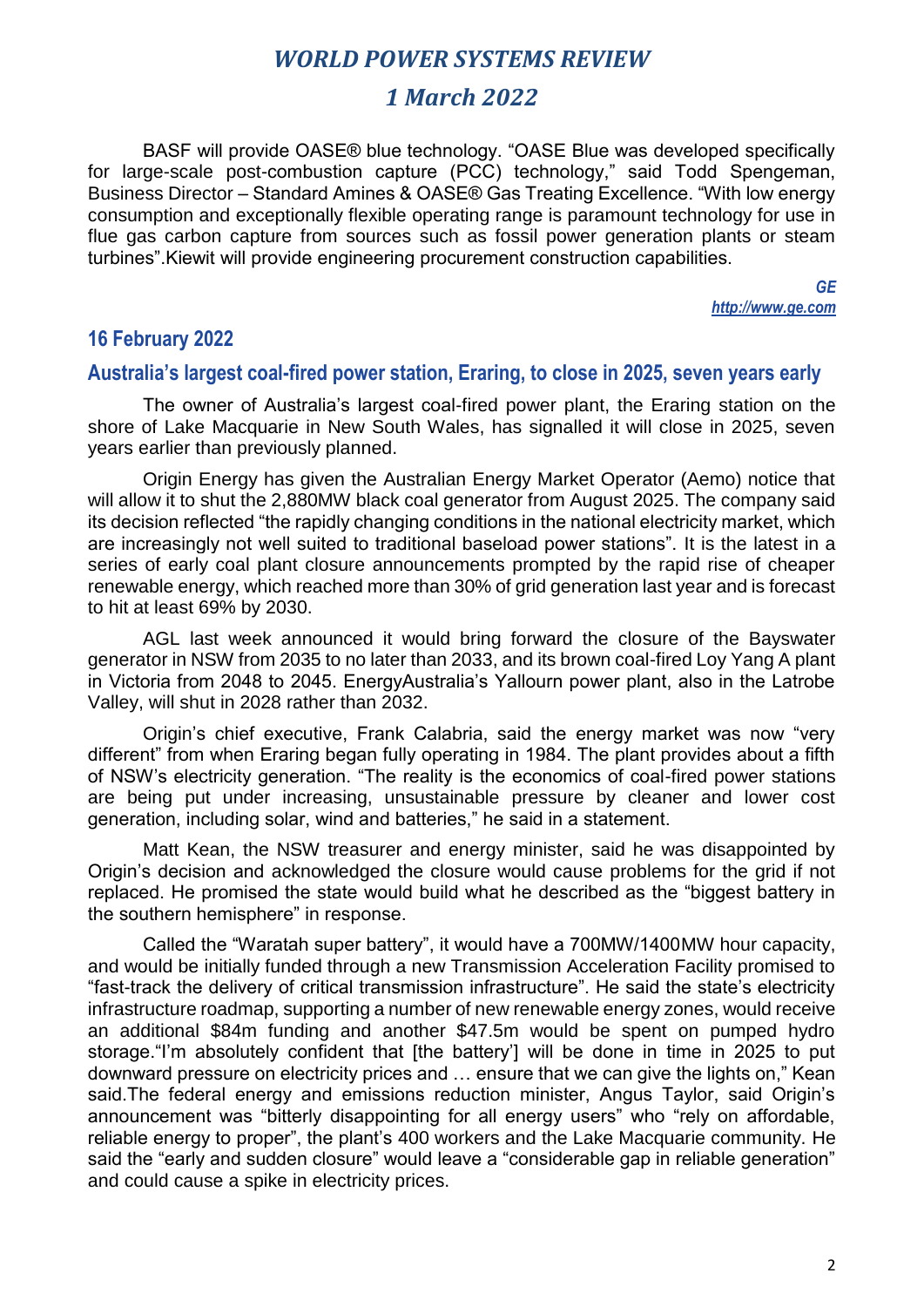BASF will provide OASE® blue technology. “OASE Blue was developed specifically for large-scale post-combustion capture (PCC) technology,” said Todd Spengeman, Business Director – Standard Amines & OASE® Gas Treating Excellence. “With low energy consumption and exceptionally flexible operating range is paramount technology for use in flue gas carbon capture from sources such as fossil power generation plants or steam turbines”.Kiewit will provide engineering procurement construction capabilities.

*GE*
*http://www.ge.com*

## 16 February 2022

### Australia’s largest coal-fired power station, Eraring, to close in 2025, seven years early

The owner of Australia’s largest coal-fired power plant, the Eraring station on the shore of Lake Macquarie in New South Wales, has signalled it will close in 2025, seven years earlier than previously planned.

Origin Energy has given the Australian Energy Market Operator (Aemo) notice that will allow it to shut the 2,880MW black coal generator from August 2025. The company said its decision reflected “the rapidly changing conditions in the national electricity market, which are increasingly not well suited to traditional baseload power stations”. It is the latest in a series of early coal plant closure announcements prompted by the rapid rise of cheaper renewable energy, which reached more than 30% of grid generation last year and is forecast to hit at least 69% by 2030.

AGL last week announced it would bring forward the closure of the Bayswater generator in NSW from 2035 to no later than 2033, and its brown coal-fired Loy Yang A plant in Victoria from 2048 to 2045. EnergyAustralia’s Yallourn power plant, also in the Latrobe Valley, will shut in 2028 rather than 2032.

Origin’s chief executive, Frank Calabria, said the energy market was now “very different” from when Eraring began fully operating in 1984. The plant provides about a fifth of NSW’s electricity generation. “The reality is the economics of coal-fired power stations are being put under increasing, unsustainable pressure by cleaner and lower cost generation, including solar, wind and batteries,” he said in a statement.

Matt Kean, the NSW treasurer and energy minister, said he was disappointed by Origin’s decision and acknowledged the closure would cause problems for the grid if not replaced. He promised the state would build what he described as the “biggest battery in the southern hemisphere” in response.

Called the “Waratah super battery”, it would have a 700MW/1400MW hour capacity, and would be initially funded through a new Transmission Acceleration Facility promised to “fast-track the delivery of critical transmission infrastructure”. He said the state’s electricity infrastructure roadmap, supporting a number of new renewable energy zones, would receive an additional $84m funding and another $47.5m would be spent on pumped hydro storage.“I’m absolutely confident that [the battery’] will be done in time in 2025 to put downward pressure on electricity prices and … ensure that we can give the lights on,” Kean said.The federal energy and emissions reduction minister, Angus Taylor, said Origin’s announcement was “bitterly disappointing for all energy users” who “rely on affordable, reliable energy to proper”, the plant’s 400 workers and the Lake Macquarie community. He said the “early and sudden closure” would leave a “considerable gap in reliable generation” and could cause a spike in electricity prices.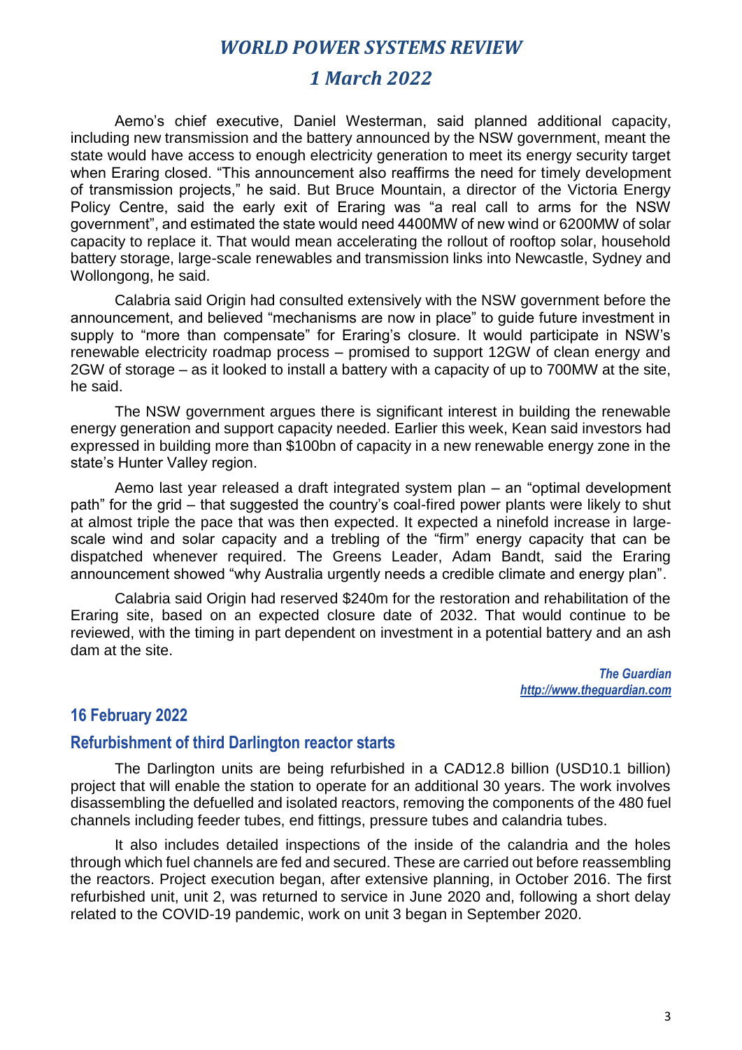Aemo's chief executive, Daniel Westerman, said planned additional capacity, including new transmission and the battery announced by the NSW government, meant the state would have access to enough electricity generation to meet its energy security target when Eraring closed. "This announcement also reaffirms the need for timely development of transmission projects," he said. But Bruce Mountain, a director of the Victoria Energy Policy Centre, said the early exit of Eraring was "a real call to arms for the NSW government", and estimated the state would need 4400MW of new wind or 6200MW of solar capacity to replace it. That would mean accelerating the rollout of rooftop solar, household battery storage, large-scale renewables and transmission links into Newcastle, Sydney and Wollongong, he said.

Calabria said Origin had consulted extensively with the NSW government before the announcement, and believed "mechanisms are now in place" to guide future investment in supply to "more than compensate" for Eraring's closure. It would participate in NSW's renewable electricity roadmap process – promised to support 12GW of clean energy and 2GW of storage – as it looked to install a battery with a capacity of up to 700MW at the site, he said.

The NSW government argues there is significant interest in building the renewable energy generation and support capacity needed. Earlier this week, Kean said investors had expressed in building more than $100bn of capacity in a new renewable energy zone in the state's Hunter Valley region.

Aemo last year released a draft integrated system plan – an "optimal development path" for the grid – that suggested the country's coal-fired power plants were likely to shut at almost triple the pace that was then expected. It expected a ninefold increase in large-scale wind and solar capacity and a trebling of the "firm" energy capacity that can be dispatched whenever required. The Greens Leader, Adam Bandt, said the Eraring announcement showed "why Australia urgently needs a credible climate and energy plan".

Calabria said Origin had reserved $240m for the restoration and rehabilitation of the Eraring site, based on an expected closure date of 2032. That would continue to be reviewed, with the timing in part dependent on investment in a potential battery and an ash dam at the site.

*The Guardian*
*http://www.theguardian.com*

## 16 February 2022

### Refurbishment of third Darlington reactor starts

The Darlington units are being refurbished in a CAD12.8 billion (USD10.1 billion) project that will enable the station to operate for an additional 30 years. The work involves disassembling the defuelled and isolated reactors, removing the components of the 480 fuel channels including feeder tubes, end fittings, pressure tubes and calandria tubes.

It also includes detailed inspections of the inside of the calandria and the holes through which fuel channels are fed and secured. These are carried out before reassembling the reactors. Project execution began, after extensive planning, in October 2016. The first refurbished unit, unit 2, was returned to service in June 2020 and, following a short delay related to the COVID-19 pandemic, work on unit 3 began in September 2020.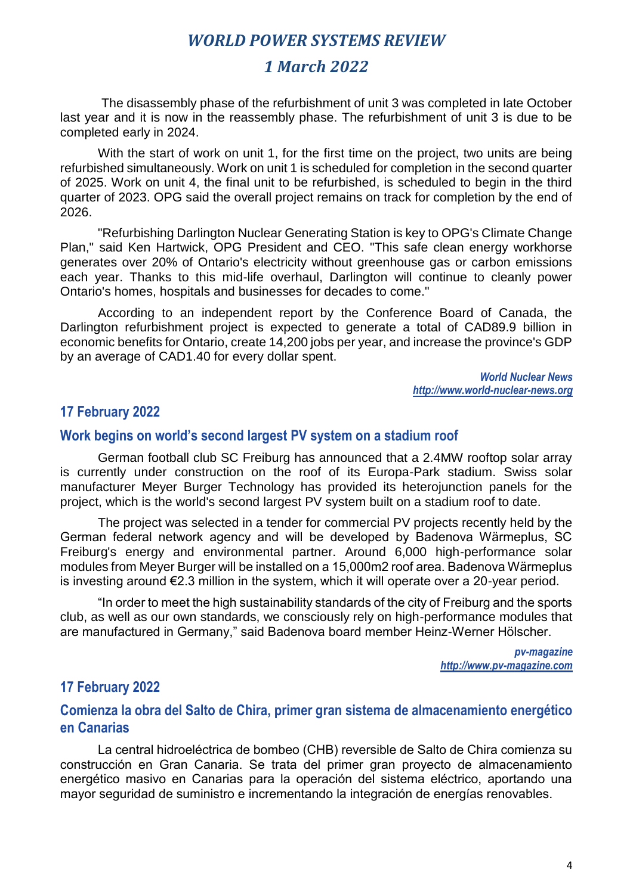The disassembly phase of the refurbishment of unit 3 was completed in late October last year and it is now in the reassembly phase. The refurbishment of unit 3 is due to be completed early in 2024.

With the start of work on unit 1, for the first time on the project, two units are being refurbished simultaneously. Work on unit 1 is scheduled for completion in the second quarter of 2025. Work on unit 4, the final unit to be refurbished, is scheduled to begin in the third quarter of 2023. OPG said the overall project remains on track for completion by the end of 2026.

"Refurbishing Darlington Nuclear Generating Station is key to OPG's Climate Change Plan," said Ken Hartwick, OPG President and CEO. "This safe clean energy workhorse generates over 20% of Ontario's electricity without greenhouse gas or carbon emissions each year. Thanks to this mid-life overhaul, Darlington will continue to cleanly power Ontario's homes, hospitals and businesses for decades to come."

According to an independent report by the Conference Board of Canada, the Darlington refurbishment project is expected to generate a total of CAD89.9 billion in economic benefits for Ontario, create 14,200 jobs per year, and increase the province's GDP by an average of CAD1.40 for every dollar spent.

*World Nuclear News*
*http://www.world-nuclear-news.org*

## 17 February 2022

### Work begins on world's second largest PV system on a stadium roof

German football club SC Freiburg has announced that a 2.4MW rooftop solar array is currently under construction on the roof of its Europa-Park stadium. Swiss solar manufacturer Meyer Burger Technology has provided its heterojunction panels for the project, which is the world's second largest PV system built on a stadium roof to date.

The project was selected in a tender for commercial PV projects recently held by the German federal network agency and will be developed by Badenova Wärmeplus, SC Freiburg's energy and environmental partner. Around 6,000 high-performance solar modules from Meyer Burger will be installed on a 15,000m2 roof area. Badenova Wärmeplus is investing around €2.3 million in the system, which it will operate over a 20-year period.

"In order to meet the high sustainability standards of the city of Freiburg and the sports club, as well as our own standards, we consciously rely on high-performance modules that are manufactured in Germany," said Badenova board member Heinz-Werner Hölscher.

*pv-magazine*
*http://www.pv-magazine.com*

## 17 February 2022

### Comienza la obra del Salto de Chira, primer gran sistema de almacenamiento energético en Canarias

La central hidroeléctrica de bombeo (CHB) reversible de Salto de Chira comienza su construcción en Gran Canaria. Se trata del primer gran proyecto de almacenamiento energético masivo en Canarias para la operación del sistema eléctrico, aportando una mayor seguridad de suministro e incrementando la integración de energías renovables.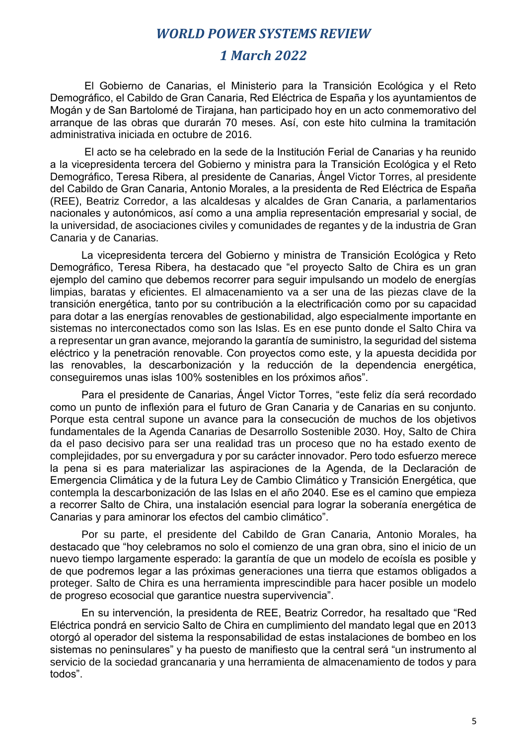El Gobierno de Canarias, el Ministerio para la Transición Ecológica y el Reto Demográfico, el Cabildo de Gran Canaria, Red Eléctrica de España y los ayuntamientos de Mogán y de San Bartolomé de Tirajana, han participado hoy en un acto conmemorativo del arranque de las obras que durarán 70 meses. Así, con este hito culmina la tramitación administrativa iniciada en octubre de 2016.

El acto se ha celebrado en la sede de la Institución Ferial de Canarias y ha reunido a la vicepresidenta tercera del Gobierno y ministra para la Transición Ecológica y el Reto Demográfico, Teresa Ribera, al presidente de Canarias, Ángel Victor Torres, al presidente del Cabildo de Gran Canaria, Antonio Morales, a la presidenta de Red Eléctrica de España (REE), Beatriz Corredor, a las alcaldesas y alcaldes de Gran Canaria, a parlamentarios nacionales y autonómicos, así como a una amplia representación empresarial y social, de la universidad, de asociaciones civiles y comunidades de regantes y de la industria de Gran Canaria y de Canarias.

La vicepresidenta tercera del Gobierno y ministra de Transición Ecológica y Reto Demográfico, Teresa Ribera, ha destacado que "el proyecto Salto de Chira es un gran ejemplo del camino que debemos recorrer para seguir impulsando un modelo de energías limpias, baratas y eficientes. El almacenamiento va a ser una de las piezas clave de la transición energética, tanto por su contribución a la electrificación como por su capacidad para dotar a las energías renovables de gestionabilidad, algo especialmente importante en sistemas no interconectados como son las Islas. Es en ese punto donde el Salto Chira va a representar un gran avance, mejorando la garantía de suministro, la seguridad del sistema eléctrico y la penetración renovable. Con proyectos como este, y la apuesta decidida por las renovables, la descarbonización y la reducción de la dependencia energética, conseguiremos unas islas 100% sostenibles en los próximos años".

Para el presidente de Canarias, Ángel Victor Torres, "este feliz día será recordado como un punto de inflexión para el futuro de Gran Canaria y de Canarias en su conjunto. Porque esta central supone un avance para la consecución de muchos de los objetivos fundamentales de la Agenda Canarias de Desarrollo Sostenible 2030. Hoy, Salto de Chira da el paso decisivo para ser una realidad tras un proceso que no ha estado exento de complejidades, por su envergadura y por su carácter innovador. Pero todo esfuerzo merece la pena si es para materializar las aspiraciones de la Agenda, de la Declaración de Emergencia Climática y de la futura Ley de Cambio Climático y Transición Energética, que contempla la descarbonización de las Islas en el año 2040. Ese es el camino que empieza a recorrer Salto de Chira, una instalación esencial para lograr la soberanía energética de Canarias y para aminorar los efectos del cambio climático".

Por su parte, el presidente del Cabildo de Gran Canaria, Antonio Morales, ha destacado que "hoy celebramos no solo el comienzo de una gran obra, sino el inicio de un nuevo tiempo largamente esperado: la garantía de que un modelo de ecoísla es posible y de que podremos legar a las próximas generaciones una tierra que estamos obligados a proteger. Salto de Chira es una herramienta imprescindible para hacer posible un modelo de progreso ecosocial que garantice nuestra supervivencia".

En su intervención, la presidenta de REE, Beatriz Corredor, ha resaltado que "Red Eléctrica pondrá en servicio Salto de Chira en cumplimiento del mandato legal que en 2013 otorgó al operador del sistema la responsabilidad de estas instalaciones de bombeo en los sistemas no peninsulares" y ha puesto de manifiesto que la central será "un instrumento al servicio de la sociedad grancanaria y una herramienta de almacenamiento de todos y para todos".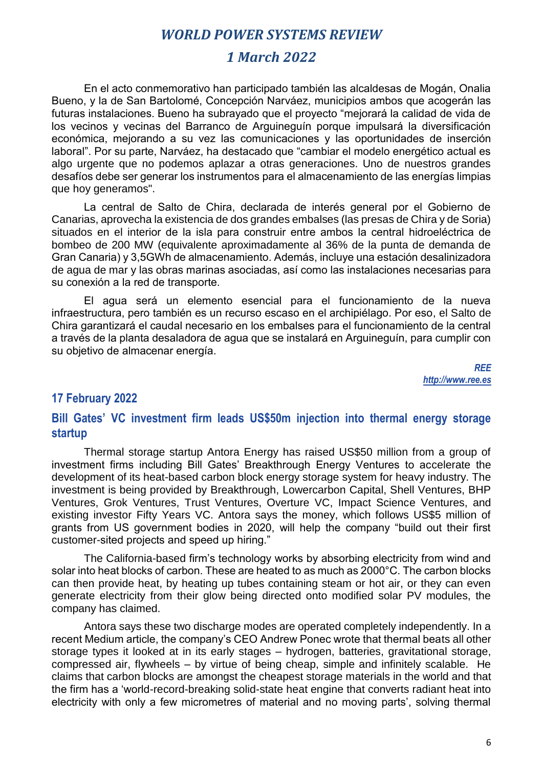En el acto conmemorativo han participado también las alcaldesas de Mogán, Onalia Bueno, y la de San Bartolomé, Concepción Narváez, municipios ambos que acogerán las futuras instalaciones. Bueno ha subrayado que el proyecto "mejorará la calidad de vida de los vecinos y vecinas del Barranco de Arguineguín porque impulsará la diversificación económica, mejorando a su vez las comunicaciones y las oportunidades de inserción laboral". Por su parte, Narváez, ha destacado que "cambiar el modelo energético actual es algo urgente que no podemos aplazar a otras generaciones. Uno de nuestros grandes desafíos debe ser generar los instrumentos para el almacenamiento de las energías limpias que hoy generamos".

La central de Salto de Chira, declarada de interés general por el Gobierno de Canarias, aprovecha la existencia de dos grandes embalses (las presas de Chira y de Soria) situados en el interior de la isla para construir entre ambos la central hidroeléctrica de bombeo de 200 MW (equivalente aproximadamente al 36% de la punta de demanda de Gran Canaria) y 3,5GWh de almacenamiento. Además, incluye una estación desalinizadora de agua de mar y las obras marinas asociadas, así como las instalaciones necesarias para su conexión a la red de transporte.

El agua será un elemento esencial para el funcionamiento de la nueva infraestructura, pero también es un recurso escaso en el archipiélago. Por eso, el Salto de Chira garantizará el caudal necesario en los embalses para el funcionamiento de la central a través de la planta desaladora de agua que se instalará en Arguineguín, para cumplir con su objetivo de almacenar energía.

***REE***
***http://www.ree.es***

## 17 February 2022

### Bill Gates' VC investment firm leads US$50m injection into thermal energy storage startup

Thermal storage startup Antora Energy has raised US$50 million from a group of investment firms including Bill Gates' Breakthrough Energy Ventures to accelerate the development of its heat-based carbon block energy storage system for heavy industry. The investment is being provided by Breakthrough, Lowercarbon Capital, Shell Ventures, BHP Ventures, Grok Ventures, Trust Ventures, Overture VC, Impact Science Ventures, and existing investor Fifty Years VC. Antora says the money, which follows US$5 million of grants from US government bodies in 2020, will help the company "build out their first customer-sited projects and speed up hiring."

The California-based firm's technology works by absorbing electricity from wind and solar into heat blocks of carbon. These are heated to as much as 2000°C. The carbon blocks can then provide heat, by heating up tubes containing steam or hot air, or they can even generate electricity from their glow being directed onto modified solar PV modules, the company has claimed.

Antora says these two discharge modes are operated completely independently. In a recent Medium article, the company's CEO Andrew Ponec wrote that thermal beats all other storage types it looked at in its early stages – hydrogen, batteries, gravitational storage, compressed air, flywheels – by virtue of being cheap, simple and infinitely scalable. He claims that carbon blocks are amongst the cheapest storage materials in the world and that the firm has a 'world-record-breaking solid-state heat engine that converts radiant heat into electricity with only a few micrometres of material and no moving parts', solving thermal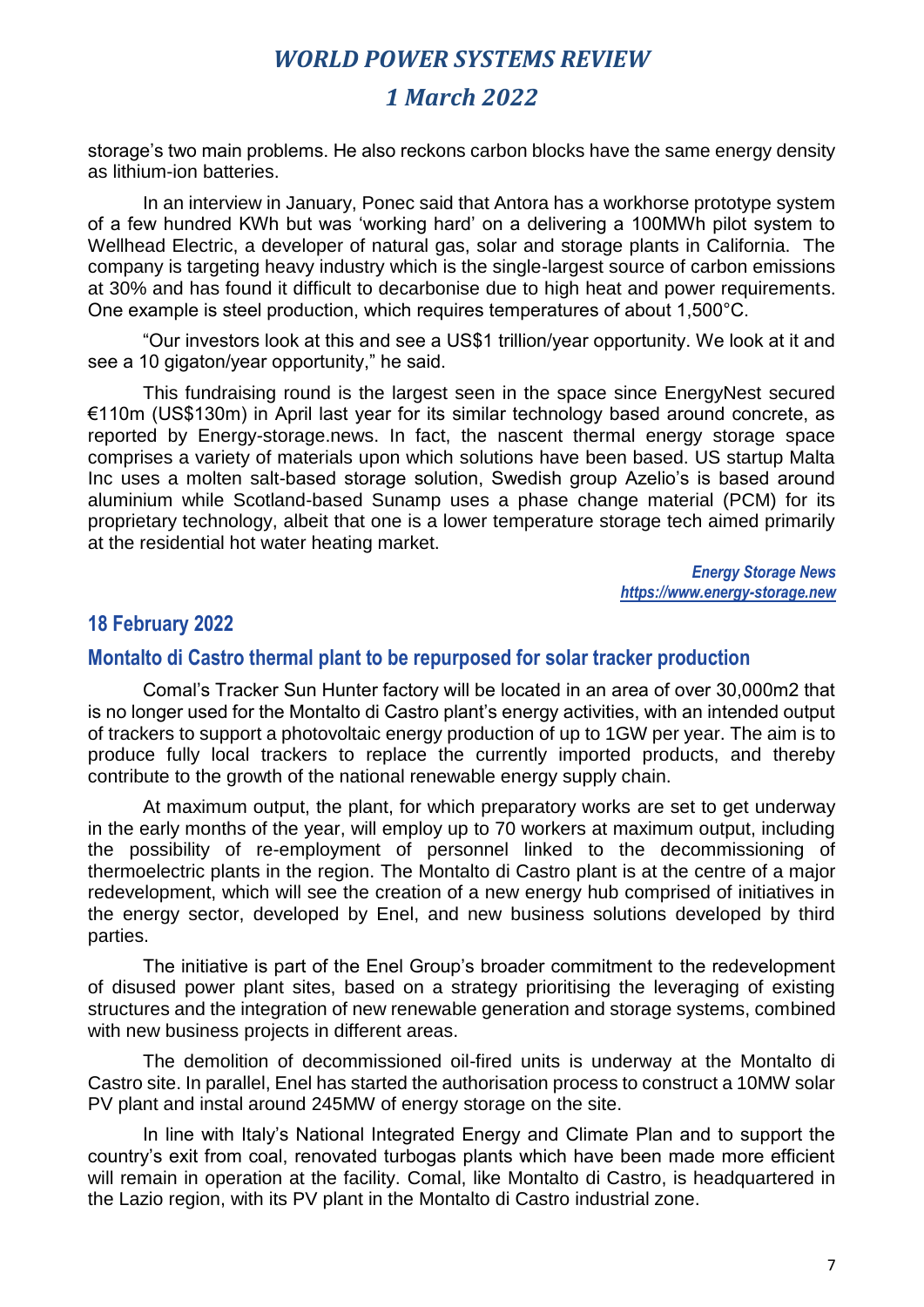storage's two main problems. He also reckons carbon blocks have the same energy density as lithium-ion batteries.

In an interview in January, Ponec said that Antora has a workhorse prototype system of a few hundred KWh but was 'working hard' on a delivering a 100MWh pilot system to Wellhead Electric, a developer of natural gas, solar and storage plants in California. The company is targeting heavy industry which is the single-largest source of carbon emissions at 30% and has found it difficult to decarbonise due to high heat and power requirements. One example is steel production, which requires temperatures of about 1,500°C.

"Our investors look at this and see a US$1 trillion/year opportunity. We look at it and see a 10 gigaton/year opportunity," he said.

This fundraising round is the largest seen in the space since EnergyNest secured €110m (US$130m) in April last year for its similar technology based around concrete, as reported by Energy-storage.news. In fact, the nascent thermal energy storage space comprises a variety of materials upon which solutions have been based. US startup Malta Inc uses a molten salt-based storage solution, Swedish group Azelio's is based around aluminium while Scotland-based Sunamp uses a phase change material (PCM) for its proprietary technology, albeit that one is a lower temperature storage tech aimed primarily at the residential hot water heating market.

***Energy Storage News***
***https://www.energy-storage.new***

## 18 February 2022

### Montalto di Castro thermal plant to be repurposed for solar tracker production

Comal's Tracker Sun Hunter factory will be located in an area of over 30,000m2 that is no longer used for the Montalto di Castro plant's energy activities, with an intended output of trackers to support a photovoltaic energy production of up to 1GW per year. The aim is to produce fully local trackers to replace the currently imported products, and thereby contribute to the growth of the national renewable energy supply chain.

At maximum output, the plant, for which preparatory works are set to get underway in the early months of the year, will employ up to 70 workers at maximum output, including the possibility of re-employment of personnel linked to the decommissioning of thermoelectric plants in the region. The Montalto di Castro plant is at the centre of a major redevelopment, which will see the creation of a new energy hub comprised of initiatives in the energy sector, developed by Enel, and new business solutions developed by third parties.

The initiative is part of the Enel Group's broader commitment to the redevelopment of disused power plant sites, based on a strategy prioritising the leveraging of existing structures and the integration of new renewable generation and storage systems, combined with new business projects in different areas.

The demolition of decommissioned oil-fired units is underway at the Montalto di Castro site. In parallel, Enel has started the authorisation process to construct a 10MW solar PV plant and instal around 245MW of energy storage on the site.

In line with Italy's National Integrated Energy and Climate Plan and to support the country's exit from coal, renovated turbogas plants which have been made more efficient will remain in operation at the facility. Comal, like Montalto di Castro, is headquartered in the Lazio region, with its PV plant in the Montalto di Castro industrial zone.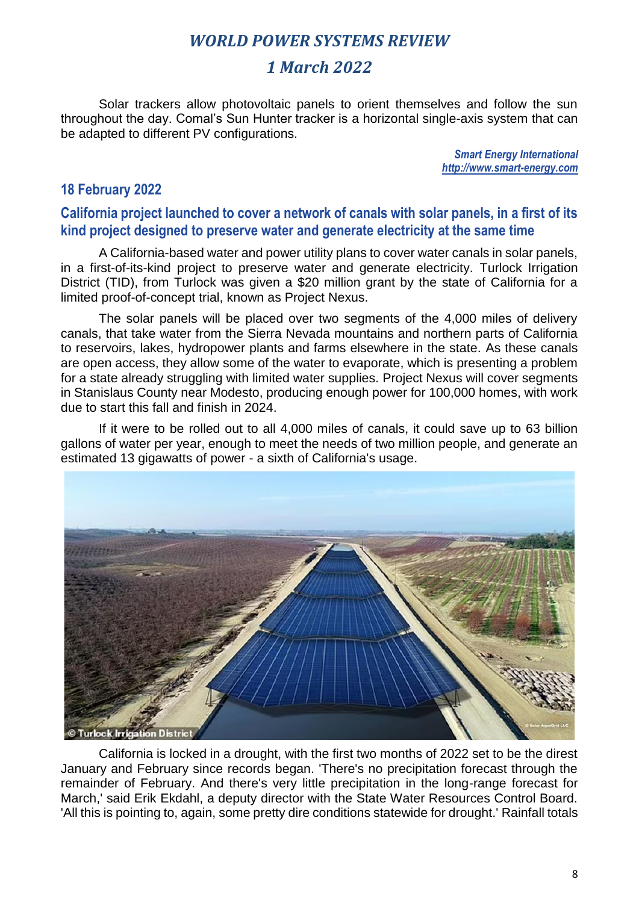Solar trackers allow photovoltaic panels to orient themselves and follow the sun throughout the day. Comal's Sun Hunter tracker is a horizontal single-axis system that can be adapted to different PV configurations.

*Smart Energy International*
*http://www.smart-energy.com*

## 18 February 2022

### California project launched to cover a network of canals with solar panels, in a first of its kind project designed to preserve water and generate electricity at the same time

A California-based water and power utility plans to cover water canals in solar panels, in a first-of-its-kind project to preserve water and generate electricity. Turlock Irrigation District (TID), from Turlock was given a $20 million grant by the state of California for a limited proof-of-concept trial, known as Project Nexus.

The solar panels will be placed over two segments of the 4,000 miles of delivery canals, that take water from the Sierra Nevada mountains and northern parts of California to reservoirs, lakes, hydropower plants and farms elsewhere in the state. As these canals are open access, they allow some of the water to evaporate, which is presenting a problem for a state already struggling with limited water supplies. Project Nexus will cover segments in Stanislaus County near Modesto, producing enough power for 100,000 homes, with work due to start this fall and finish in 2024.

If it were to be rolled out to all 4,000 miles of canals, it could save up to 63 billion gallons of water per year, enough to meet the needs of two million people, and generate an estimated 13 gigawatts of power - a sixth of California's usage.

© Turlock Irrigation District

California is locked in a drought, with the first two months of 2022 set to be the direst January and February since records began. 'There's no precipitation forecast through the remainder of February. And there's very little precipitation in the long-range forecast for March,' said Erik Ekdahl, a deputy director with the State Water Resources Control Board. 'All this is pointing to, again, some pretty dire conditions statewide for drought.' Rainfall totals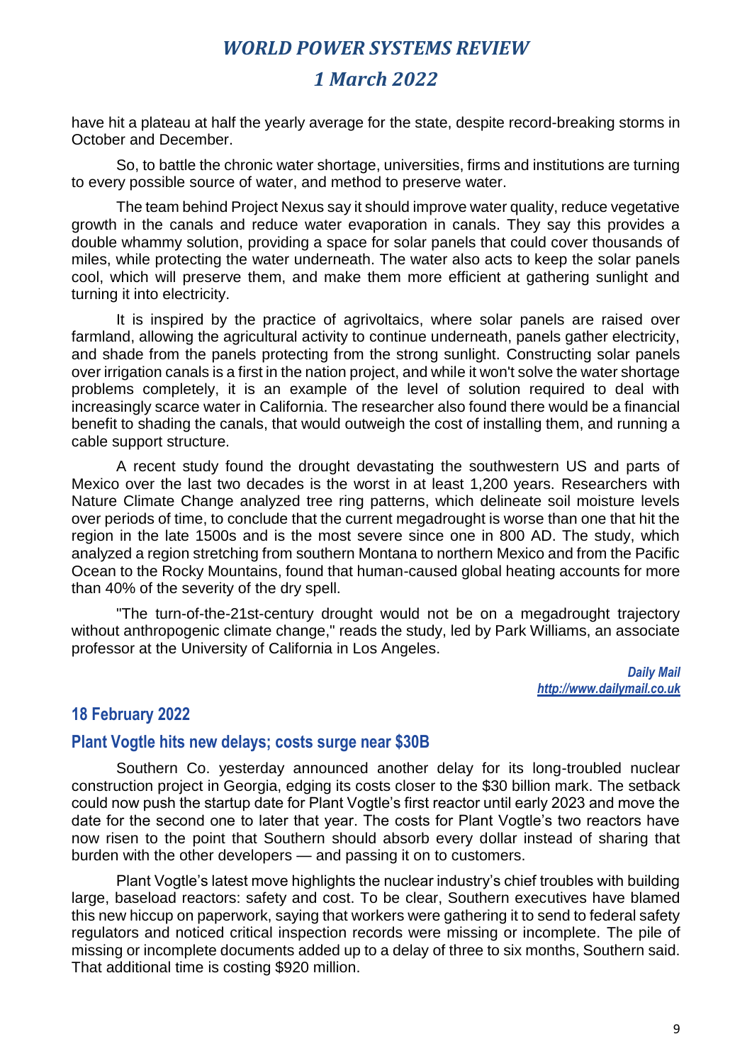have hit a plateau at half the yearly average for the state, despite record-breaking storms in October and December.

So, to battle the chronic water shortage, universities, firms and institutions are turning to every possible source of water, and method to preserve water.

The team behind Project Nexus say it should improve water quality, reduce vegetative growth in the canals and reduce water evaporation in canals. They say this provides a double whammy solution, providing a space for solar panels that could cover thousands of miles, while protecting the water underneath. The water also acts to keep the solar panels cool, which will preserve them, and make them more efficient at gathering sunlight and turning it into electricity.

It is inspired by the practice of agrivoltaics, where solar panels are raised over farmland, allowing the agricultural activity to continue underneath, panels gather electricity, and shade from the panels protecting from the strong sunlight. Constructing solar panels over irrigation canals is a first in the nation project, and while it won't solve the water shortage problems completely, it is an example of the level of solution required to deal with increasingly scarce water in California. The researcher also found there would be a financial benefit to shading the canals, that would outweigh the cost of installing them, and running a cable support structure.

A recent study found the drought devastating the southwestern US and parts of Mexico over the last two decades is the worst in at least 1,200 years. Researchers with Nature Climate Change analyzed tree ring patterns, which delineate soil moisture levels over periods of time, to conclude that the current megadrought is worse than one that hit the region in the late 1500s and is the most severe since one in 800 AD. The study, which analyzed a region stretching from southern Montana to northern Mexico and from the Pacific Ocean to the Rocky Mountains, found that human-caused global heating accounts for more than 40% of the severity of the dry spell.

"The turn-of-the-21st-century drought would not be on a megadrought trajectory without anthropogenic climate change," reads the study, led by Park Williams, an associate professor at the University of California in Los Angeles.

*Daily Mail*
*http://www.dailymail.co.uk*

## 18 February 2022

### Plant Vogtle hits new delays; costs surge near $30B

Southern Co. yesterday announced another delay for its long-troubled nuclear construction project in Georgia, edging its costs closer to the $30 billion mark. The setback could now push the startup date for Plant Vogtle's first reactor until early 2023 and move the date for the second one to later that year. The costs for Plant Vogtle's two reactors have now risen to the point that Southern should absorb every dollar instead of sharing that burden with the other developers — and passing it on to customers.

Plant Vogtle's latest move highlights the nuclear industry's chief troubles with building large, baseload reactors: safety and cost. To be clear, Southern executives have blamed this new hiccup on paperwork, saying that workers were gathering it to send to federal safety regulators and noticed critical inspection records were missing or incomplete. The pile of missing or incomplete documents added up to a delay of three to six months, Southern said. That additional time is costing $920 million.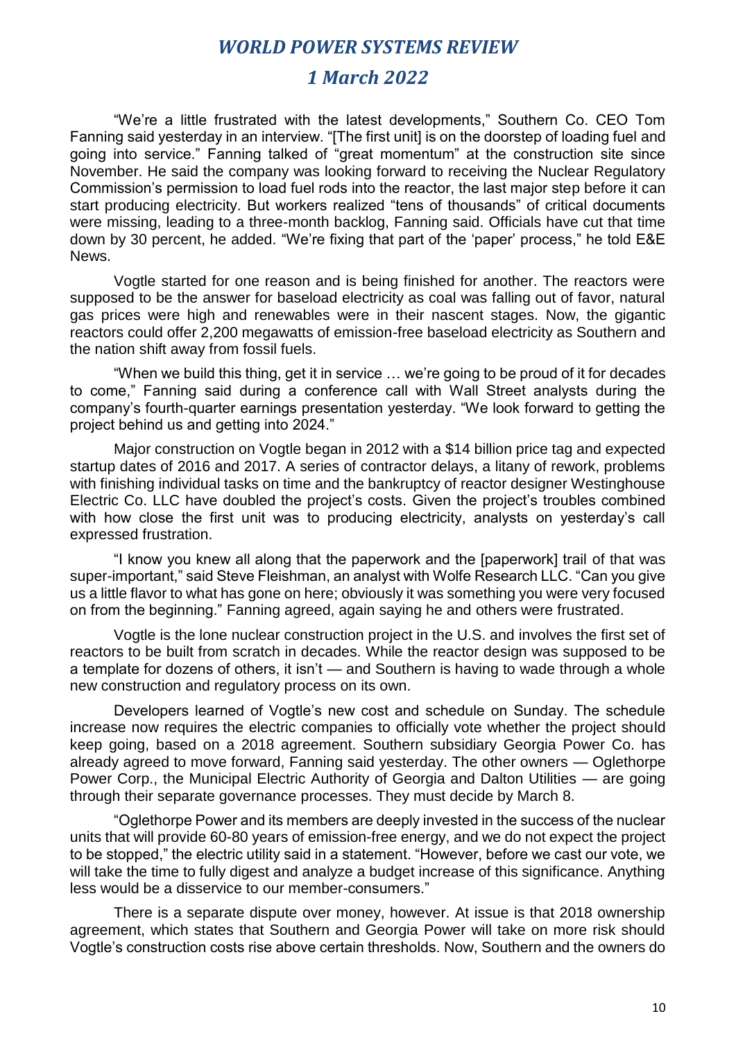“We’re a little frustrated with the latest developments,” Southern Co. CEO Tom Fanning said yesterday in an interview. “[The first unit] is on the doorstep of loading fuel and going into service.” Fanning talked of “great momentum” at the construction site since November. He said the company was looking forward to receiving the Nuclear Regulatory Commission’s permission to load fuel rods into the reactor, the last major step before it can start producing electricity. But workers realized “tens of thousands” of critical documents were missing, leading to a three-month backlog, Fanning said. Officials have cut that time down by 30 percent, he added. “We’re fixing that part of the ‘paper’ process,” he told E&E News.

Vogtle started for one reason and is being finished for another. The reactors were supposed to be the answer for baseload electricity as coal was falling out of favor, natural gas prices were high and renewables were in their nascent stages. Now, the gigantic reactors could offer 2,200 megawatts of emission-free baseload electricity as Southern and the nation shift away from fossil fuels.

“When we build this thing, get it in service … we’re going to be proud of it for decades to come,” Fanning said during a conference call with Wall Street analysts during the company’s fourth-quarter earnings presentation yesterday. “We look forward to getting the project behind us and getting into 2024.”

Major construction on Vogtle began in 2012 with a $14 billion price tag and expected startup dates of 2016 and 2017. A series of contractor delays, a litany of rework, problems with finishing individual tasks on time and the bankruptcy of reactor designer Westinghouse Electric Co. LLC have doubled the project’s costs. Given the project’s troubles combined with how close the first unit was to producing electricity, analysts on yesterday’s call expressed frustration.

“I know you knew all along that the paperwork and the [paperwork] trail of that was super-important,” said Steve Fleishman, an analyst with Wolfe Research LLC. “Can you give us a little flavor to what has gone on here; obviously it was something you were very focused on from the beginning.” Fanning agreed, again saying he and others were frustrated.

Vogtle is the lone nuclear construction project in the U.S. and involves the first set of reactors to be built from scratch in decades. While the reactor design was supposed to be a template for dozens of others, it isn’t — and Southern is having to wade through a whole new construction and regulatory process on its own.

Developers learned of Vogtle’s new cost and schedule on Sunday. The schedule increase now requires the electric companies to officially vote whether the project should keep going, based on a 2018 agreement. Southern subsidiary Georgia Power Co. has already agreed to move forward, Fanning said yesterday. The other owners — Oglethorpe Power Corp., the Municipal Electric Authority of Georgia and Dalton Utilities — are going through their separate governance processes. They must decide by March 8.

“Oglethorpe Power and its members are deeply invested in the success of the nuclear units that will provide 60-80 years of emission-free energy, and we do not expect the project to be stopped,” the electric utility said in a statement. “However, before we cast our vote, we will take the time to fully digest and analyze a budget increase of this significance. Anything less would be a disservice to our member-consumers.”

There is a separate dispute over money, however. At issue is that 2018 ownership agreement, which states that Southern and Georgia Power will take on more risk should Vogtle’s construction costs rise above certain thresholds. Now, Southern and the owners do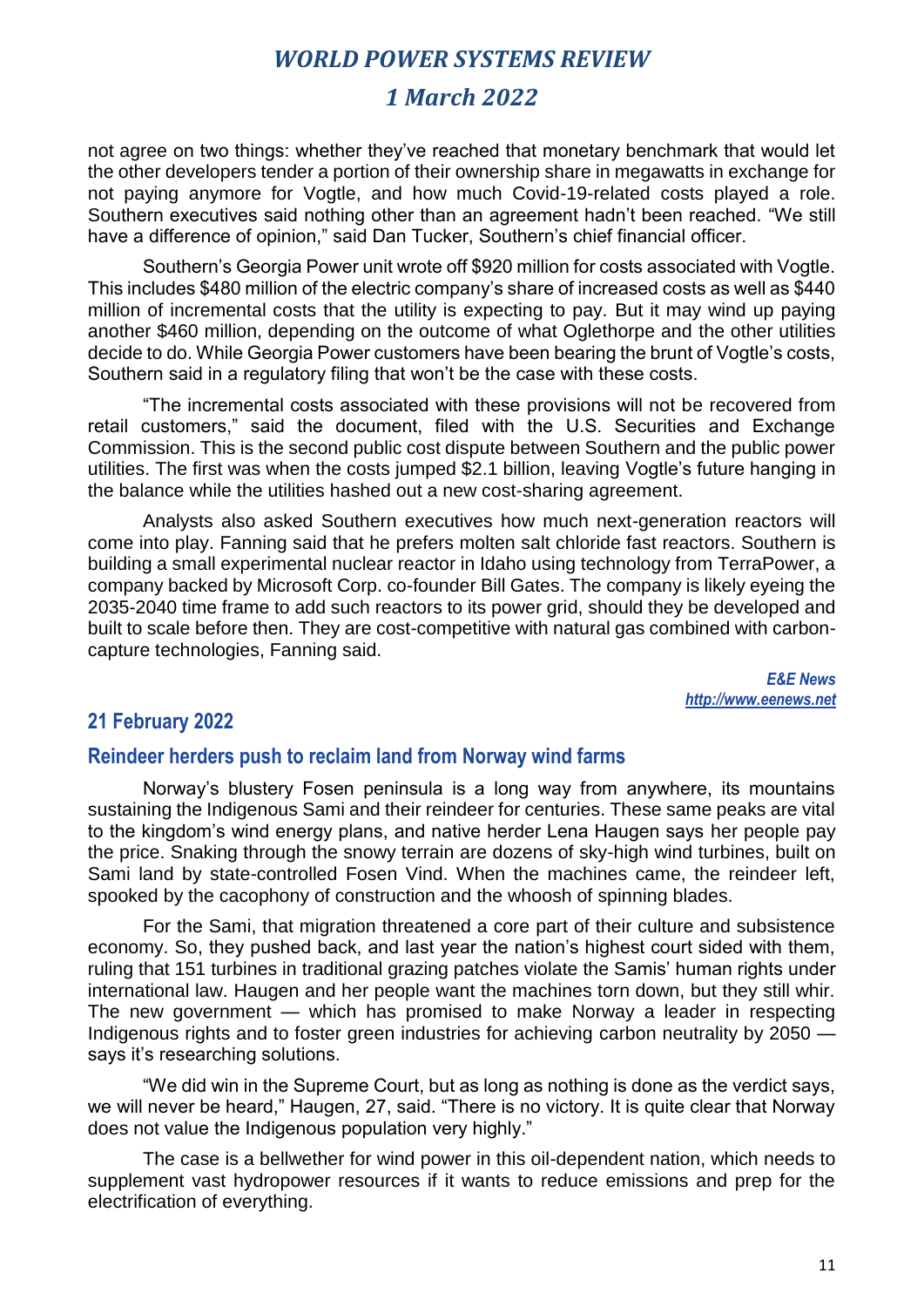not agree on two things: whether they've reached that monetary benchmark that would let the other developers tender a portion of their ownership share in megawatts in exchange for not paying anymore for Vogtle, and how much Covid-19-related costs played a role. Southern executives said nothing other than an agreement hadn't been reached. "We still have a difference of opinion," said Dan Tucker, Southern's chief financial officer.

Southern's Georgia Power unit wrote off $920 million for costs associated with Vogtle. This includes $480 million of the electric company's share of increased costs as well as $440 million of incremental costs that the utility is expecting to pay. But it may wind up paying another $460 million, depending on the outcome of what Oglethorpe and the other utilities decide to do. While Georgia Power customers have been bearing the brunt of Vogtle's costs, Southern said in a regulatory filing that won't be the case with these costs.

"The incremental costs associated with these provisions will not be recovered from retail customers," said the document, filed with the U.S. Securities and Exchange Commission. This is the second public cost dispute between Southern and the public power utilities. The first was when the costs jumped $2.1 billion, leaving Vogtle's future hanging in the balance while the utilities hashed out a new cost-sharing agreement.

Analysts also asked Southern executives how much next-generation reactors will come into play. Fanning said that he prefers molten salt chloride fast reactors. Southern is building a small experimental nuclear reactor in Idaho using technology from TerraPower, a company backed by Microsoft Corp. co-founder Bill Gates. The company is likely eyeing the 2035-2040 time frame to add such reactors to its power grid, should they be developed and built to scale before then. They are cost-competitive with natural gas combined with carbon-capture technologies, Fanning said.

***E&E News***
***http://www.eenews.net***

## 21 February 2022

### Reindeer herders push to reclaim land from Norway wind farms

Norway's blustery Fosen peninsula is a long way from anywhere, its mountains sustaining the Indigenous Sami and their reindeer for centuries. These same peaks are vital to the kingdom's wind energy plans, and native herder Lena Haugen says her people pay the price. Snaking through the snowy terrain are dozens of sky-high wind turbines, built on Sami land by state-controlled Fosen Vind. When the machines came, the reindeer left, spooked by the cacophony of construction and the whoosh of spinning blades.

For the Sami, that migration threatened a core part of their culture and subsistence economy. So, they pushed back, and last year the nation's highest court sided with them, ruling that 151 turbines in traditional grazing patches violate the Samis' human rights under international law. Haugen and her people want the machines torn down, but they still whir. The new government — which has promised to make Norway a leader in respecting Indigenous rights and to foster green industries for achieving carbon neutrality by 2050 — says it's researching solutions.

"We did win in the Supreme Court, but as long as nothing is done as the verdict says, we will never be heard," Haugen, 27, said. "There is no victory. It is quite clear that Norway does not value the Indigenous population very highly."

The case is a bellwether for wind power in this oil-dependent nation, which needs to supplement vast hydropower resources if it wants to reduce emissions and prep for the electrification of everything.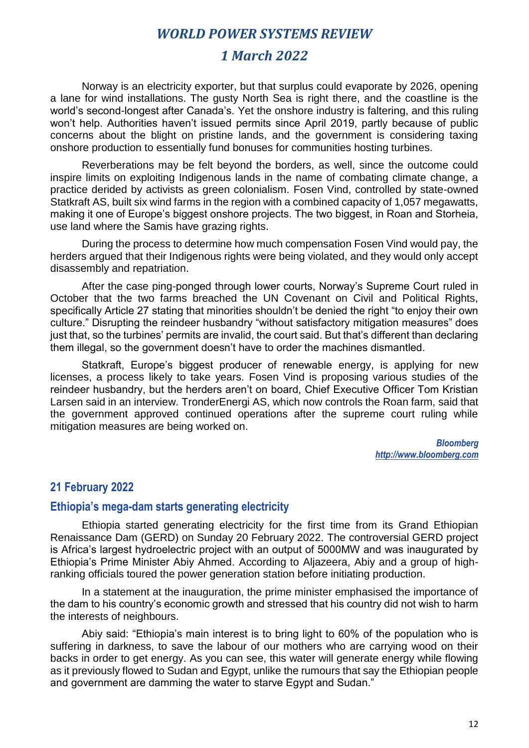Norway is an electricity exporter, but that surplus could evaporate by 2026, opening a lane for wind installations. The gusty North Sea is right there, and the coastline is the world's second-longest after Canada's. Yet the onshore industry is faltering, and this ruling won't help. Authorities haven't issued permits since April 2019, partly because of public concerns about the blight on pristine lands, and the government is considering taxing onshore production to essentially fund bonuses for communities hosting turbines.

Reverberations may be felt beyond the borders, as well, since the outcome could inspire limits on exploiting Indigenous lands in the name of combating climate change, a practice derided by activists as green colonialism. Fosen Vind, controlled by state-owned Statkraft AS, built six wind farms in the region with a combined capacity of 1,057 megawatts, making it one of Europe's biggest onshore projects. The two biggest, in Roan and Storheia, use land where the Samis have grazing rights.

During the process to determine how much compensation Fosen Vind would pay, the herders argued that their Indigenous rights were being violated, and they would only accept disassembly and repatriation.

After the case ping-ponged through lower courts, Norway's Supreme Court ruled in October that the two farms breached the UN Covenant on Civil and Political Rights, specifically Article 27 stating that minorities shouldn't be denied the right "to enjoy their own culture." Disrupting the reindeer husbandry "without satisfactory mitigation measures" does just that, so the turbines' permits are invalid, the court said. But that's different than declaring them illegal, so the government doesn't have to order the machines dismantled.

Statkraft, Europe's biggest producer of renewable energy, is applying for new licenses, a process likely to take years. Fosen Vind is proposing various studies of the reindeer husbandry, but the herders aren't on board, Chief Executive Officer Tom Kristian Larsen said in an interview. TronderEnergi AS, which now controls the Roan farm, said that the government approved continued operations after the supreme court ruling while mitigation measures are being worked on.

***Bloomberg***
***http://www.bloomberg.com***

## 21 February 2022

### Ethiopia's mega-dam starts generating electricity

Ethiopia started generating electricity for the first time from its Grand Ethiopian Renaissance Dam (GERD) on Sunday 20 February 2022. The controversial GERD project is Africa's largest hydroelectric project with an output of 5000MW and was inaugurated by Ethiopia's Prime Minister Abiy Ahmed. According to Aljazeera, Abiy and a group of high-ranking officials toured the power generation station before initiating production.

In a statement at the inauguration, the prime minister emphasised the importance of the dam to his country's economic growth and stressed that his country did not wish to harm the interests of neighbours.

Abiy said: "Ethiopia's main interest is to bring light to 60% of the population who is suffering in darkness, to save the labour of our mothers who are carrying wood on their backs in order to get energy. As you can see, this water will generate energy while flowing as it previously flowed to Sudan and Egypt, unlike the rumours that say the Ethiopian people and government are damming the water to starve Egypt and Sudan."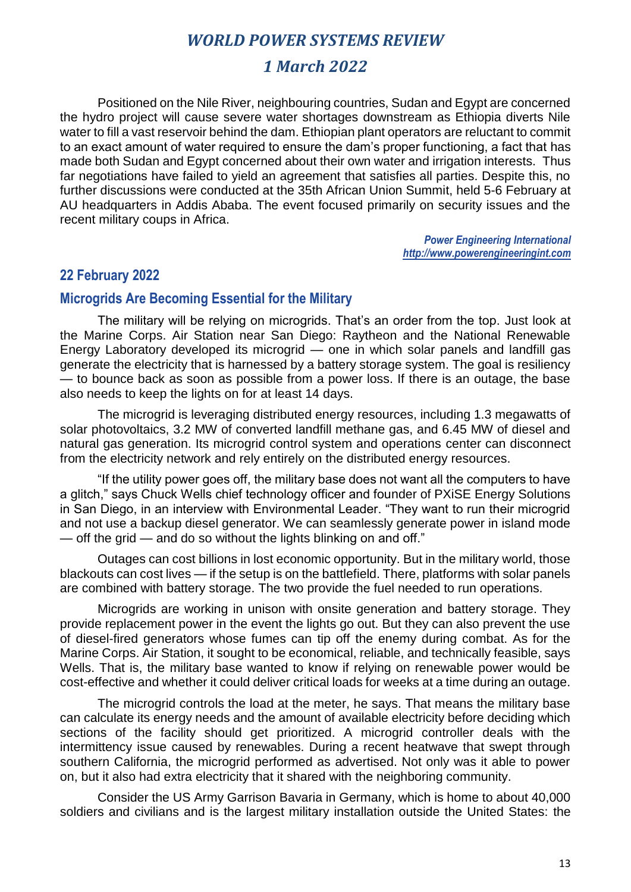Positioned on the Nile River, neighbouring countries, Sudan and Egypt are concerned the hydro project will cause severe water shortages downstream as Ethiopia diverts Nile water to fill a vast reservoir behind the dam. Ethiopian plant operators are reluctant to commit to an exact amount of water required to ensure the dam's proper functioning, a fact that has made both Sudan and Egypt concerned about their own water and irrigation interests. Thus far negotiations have failed to yield an agreement that satisfies all parties. Despite this, no further discussions were conducted at the 35th African Union Summit, held 5-6 February at AU headquarters in Addis Ababa. The event focused primarily on security issues and the recent military coups in Africa.

*Power Engineering International*
*http://www.powerengineeringint.com*

## 22 February 2022

### Microgrids Are Becoming Essential for the Military

The military will be relying on microgrids. That's an order from the top. Just look at the Marine Corps. Air Station near San Diego: Raytheon and the National Renewable Energy Laboratory developed its microgrid — one in which solar panels and landfill gas generate the electricity that is harnessed by a battery storage system. The goal is resiliency — to bounce back as soon as possible from a power loss. If there is an outage, the base also needs to keep the lights on for at least 14 days.

The microgrid is leveraging distributed energy resources, including 1.3 megawatts of solar photovoltaics, 3.2 MW of converted landfill methane gas, and 6.45 MW of diesel and natural gas generation. Its microgrid control system and operations center can disconnect from the electricity network and rely entirely on the distributed energy resources.

"If the utility power goes off, the military base does not want all the computers to have a glitch," says Chuck Wells chief technology officer and founder of PXiSE Energy Solutions in San Diego, in an interview with Environmental Leader. "They want to run their microgrid and not use a backup diesel generator. We can seamlessly generate power in island mode — off the grid — and do so without the lights blinking on and off."

Outages can cost billions in lost economic opportunity. But in the military world, those blackouts can cost lives — if the setup is on the battlefield. There, platforms with solar panels are combined with battery storage. The two provide the fuel needed to run operations.

Microgrids are working in unison with onsite generation and battery storage. They provide replacement power in the event the lights go out. But they can also prevent the use of diesel-fired generators whose fumes can tip off the enemy during combat. As for the Marine Corps. Air Station, it sought to be economical, reliable, and technically feasible, says Wells. That is, the military base wanted to know if relying on renewable power would be cost-effective and whether it could deliver critical loads for weeks at a time during an outage.

The microgrid controls the load at the meter, he says. That means the military base can calculate its energy needs and the amount of available electricity before deciding which sections of the facility should get prioritized. A microgrid controller deals with the intermittency issue caused by renewables. During a recent heatwave that swept through southern California, the microgrid performed as advertised. Not only was it able to power on, but it also had extra electricity that it shared with the neighboring community.

Consider the US Army Garrison Bavaria in Germany, which is home to about 40,000 soldiers and civilians and is the largest military installation outside the United States: the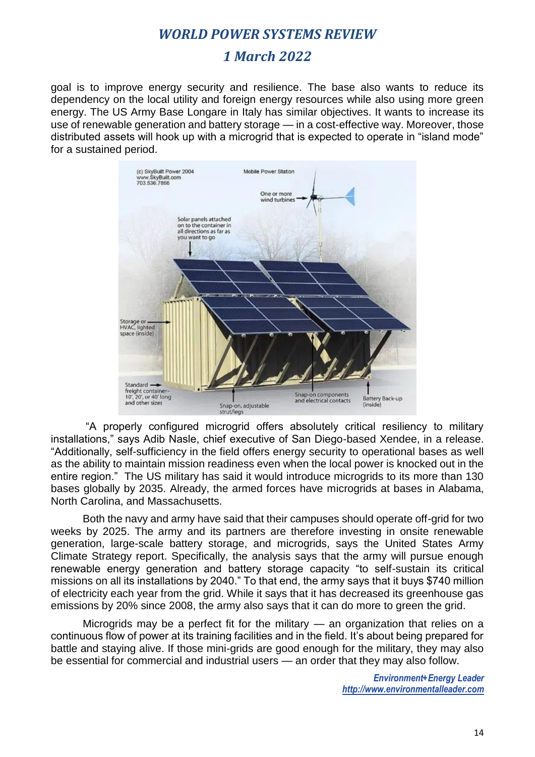goal is to improve energy security and resilience. The base also wants to reduce its dependency on the local utility and foreign energy resources while also using more green energy. The US Army Base Longare in Italy has similar objectives. It wants to increase its use of renewable generation and battery storage — in a cost-effective way. Moreover, those distributed assets will hook up with a microgrid that is expected to operate in "island mode" for a sustained period.

"A properly configured microgrid offers absolutely critical resiliency to military installations," says Adib Nasle, chief executive of San Diego-based Xendee, in a release. "Additionally, self-sufficiency in the field offers energy security to operational bases as well as the ability to maintain mission readiness even when the local power is knocked out in the entire region." The US military has said it would introduce microgrids to its more than 130 bases globally by 2035. Already, the armed forces have microgrids at bases in Alabama, North Carolina, and Massachusetts.

Both the navy and army have said that their campuses should operate off-grid for two weeks by 2025. The army and its partners are therefore investing in onsite renewable generation, large-scale battery storage, and microgrids, says the United States Army Climate Strategy report. Specifically, the analysis says that the army will pursue enough renewable energy generation and battery storage capacity "to self-sustain its critical missions on all its installations by 2040." To that end, the army says that it buys $740 million of electricity each year from the grid. While it says that it has decreased its greenhouse gas emissions by 20% since 2008, the army also says that it can do more to green the grid.

Microgrids may be a perfect fit for the military — an organization that relies on a continuous flow of power at its training facilities and in the field. It's about being prepared for battle and staying alive. If those mini-grids are good enough for the military, they may also be essential for commercial and industrial users — an order that they may also follow.

*Environment+Energy Leader*
*http://www.environmentalleader.com*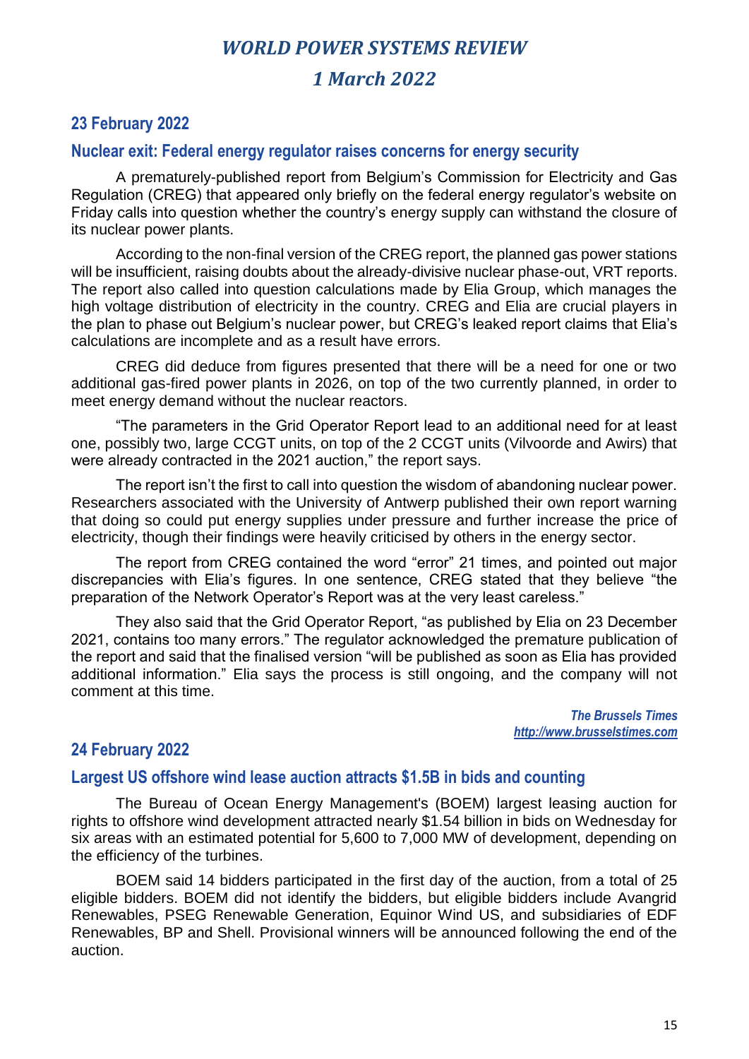## 23 February 2022

### Nuclear exit: Federal energy regulator raises concerns for energy security

A prematurely-published report from Belgium's Commission for Electricity and Gas Regulation (CREG) that appeared only briefly on the federal energy regulator's website on Friday calls into question whether the country's energy supply can withstand the closure of its nuclear power plants.

According to the non-final version of the CREG report, the planned gas power stations will be insufficient, raising doubts about the already-divisive nuclear phase-out, VRT reports. The report also called into question calculations made by Elia Group, which manages the high voltage distribution of electricity in the country. CREG and Elia are crucial players in the plan to phase out Belgium's nuclear power, but CREG's leaked report claims that Elia's calculations are incomplete and as a result have errors.

CREG did deduce from figures presented that there will be a need for one or two additional gas-fired power plants in 2026, on top of the two currently planned, in order to meet energy demand without the nuclear reactors.

"The parameters in the Grid Operator Report lead to an additional need for at least one, possibly two, large CCGT units, on top of the 2 CCGT units (Vilvoorde and Awirs) that were already contracted in the 2021 auction," the report says.

The report isn't the first to call into question the wisdom of abandoning nuclear power. Researchers associated with the University of Antwerp published their own report warning that doing so could put energy supplies under pressure and further increase the price of electricity, though their findings were heavily criticised by others in the energy sector.

The report from CREG contained the word "error" 21 times, and pointed out major discrepancies with Elia's figures. In one sentence, CREG stated that they believe "the preparation of the Network Operator's Report was at the very least careless."

They also said that the Grid Operator Report, "as published by Elia on 23 December 2021, contains too many errors." The regulator acknowledged the premature publication of the report and said that the finalised version "will be published as soon as Elia has provided additional information." Elia says the process is still ongoing, and the company will not comment at this time.

***The Brussels Times***
***http://www.brusselstimes.com***

## 24 February 2022

### Largest US offshore wind lease auction attracts $1.5B in bids and counting

The Bureau of Ocean Energy Management's (BOEM) largest leasing auction for rights to offshore wind development attracted nearly $1.54 billion in bids on Wednesday for six areas with an estimated potential for 5,600 to 7,000 MW of development, depending on the efficiency of the turbines.

BOEM said 14 bidders participated in the first day of the auction, from a total of 25 eligible bidders. BOEM did not identify the bidders, but eligible bidders include Avangrid Renewables, PSEG Renewable Generation, Equinor Wind US, and subsidiaries of EDF Renewables, BP and Shell. Provisional winners will be announced following the end of the auction.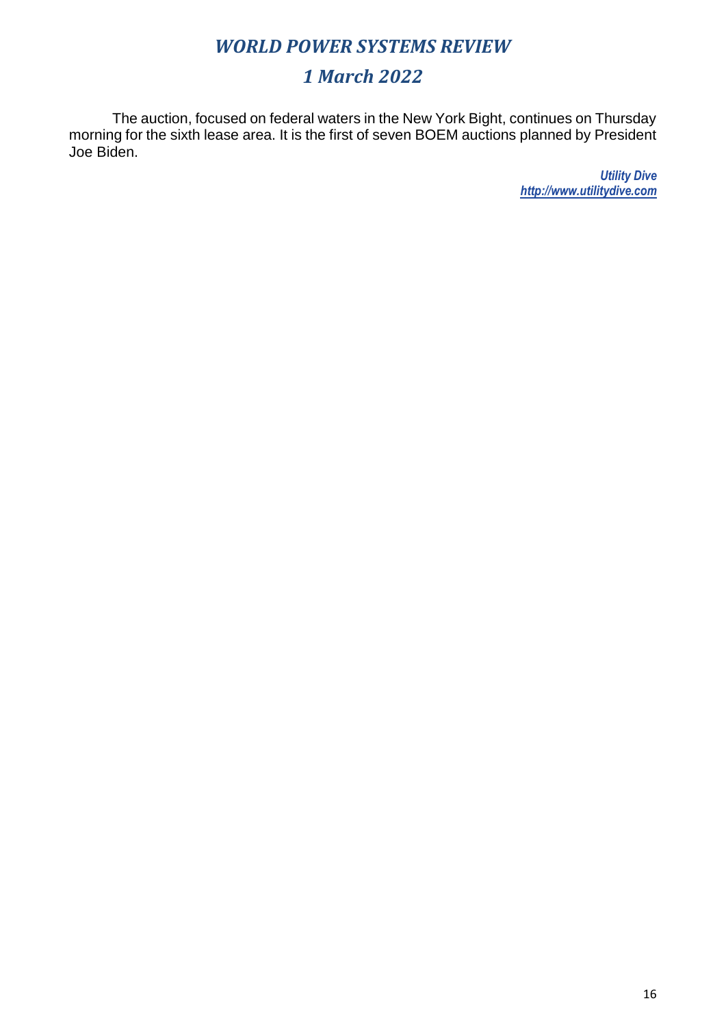The auction, focused on federal waters in the New York Bight, continues on Thursday morning for the sixth lease area. It is the first of seven BOEM auctions planned by President Joe Biden.

*Utility Dive*
*http://www.utilitydive.com*